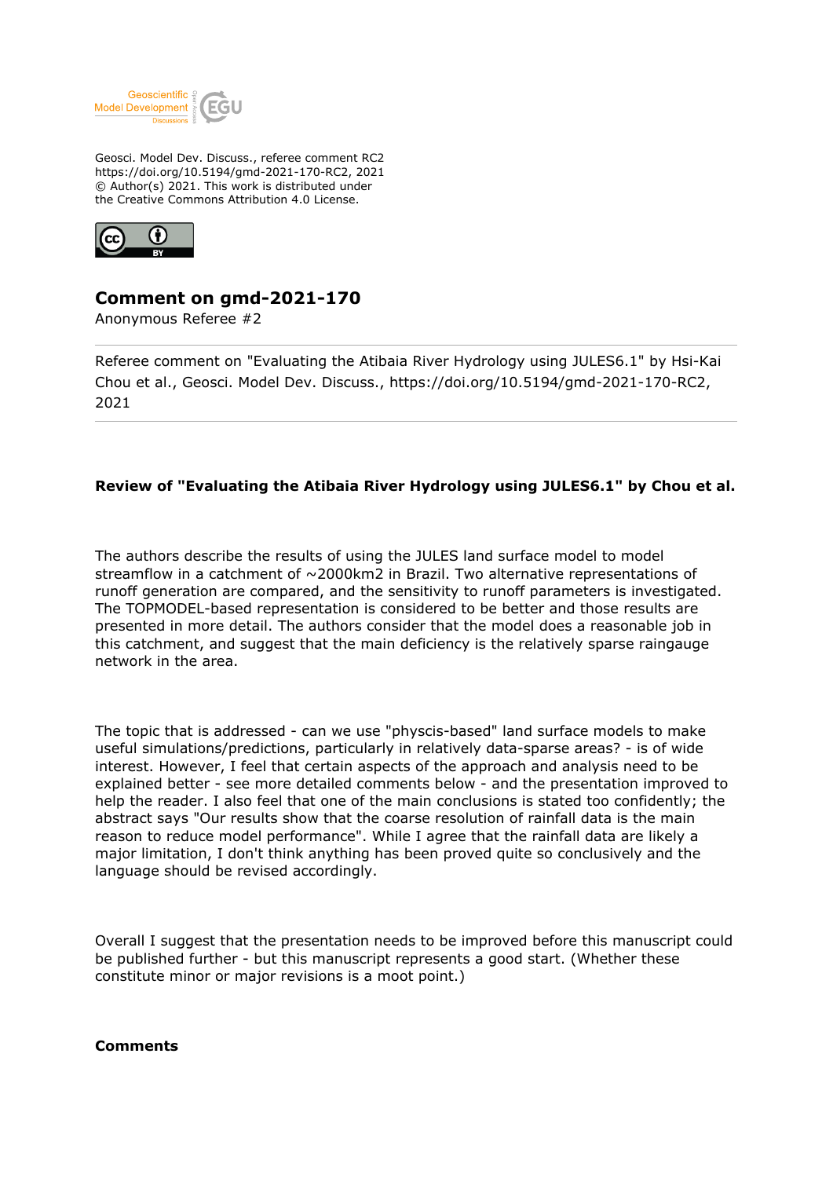Geosci. Model Dev. Discuss., referee comment RC2
https://doi.org/10.5194/gmd-2021-170-RC2, 2021
© Author(s) 2021. This work is distributed under
the Creative Commons Attribution 4.0 License.

# Comment on gmd-2021-170

Anonymous Referee #2

Referee comment on "Evaluating the Atibaia River Hydrology using JULES6.1" by Hsi-Kai Chou et al., Geosci. Model Dev. Discuss., https://doi.org/10.5194/gmd-2021-170-RC2, 2021

---

**Review of "Evaluating the Atibaia River Hydrology using JULES6.1" by Chou et al.**

The authors describe the results of using the JULES land surface model to model streamflow in a catchment of ~2000km2 in Brazil. Two alternative representations of runoff generation are compared, and the sensitivity to runoff parameters is investigated. The TOPMODEL-based representation is considered to be better and those results are presented in more detail. The authors consider that the model does a reasonable job in this catchment, and suggest that the main deficiency is the relatively sparse raingauge network in the area.

The topic that is addressed - can we use "physcis-based" land surface models to make useful simulations/predictions, particularly in relatively data-sparse areas? - is of wide interest. However, I feel that certain aspects of the approach and analysis need to be explained better - see more detailed comments below - and the presentation improved to help the reader. I also feel that one of the main conclusions is stated too confidently; the abstract says "Our results show that the coarse resolution of rainfall data is the main reason to reduce model performance". While I agree that the rainfall data are likely a major limitation, I don't think anything has been proved quite so conclusively and the language should be revised accordingly.

Overall I suggest that the presentation needs to be improved before this manuscript could be published further - but this manuscript represents a good start. (Whether these constitute minor or major revisions is a moot point.)

**Comments**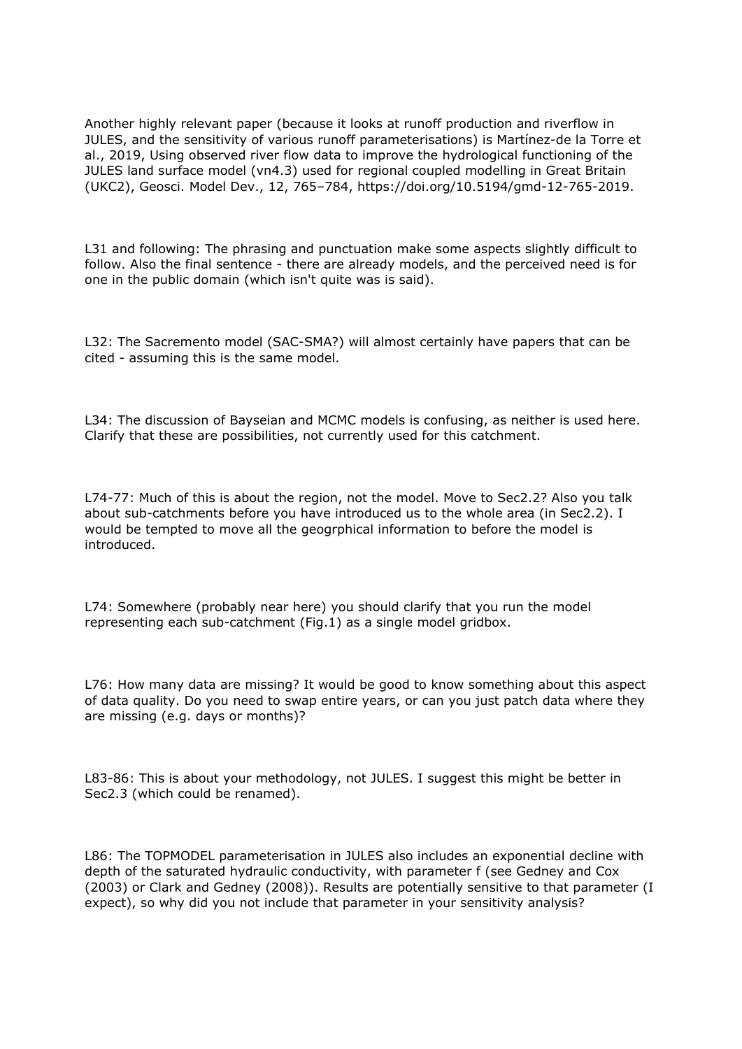Another highly relevant paper (because it looks at runoff production and riverflow in JULES, and the sensitivity of various runoff parameterisations) is Martínez-de la Torre et al., 2019, Using observed river flow data to improve the hydrological functioning of the JULES land surface model (vn4.3) used for regional coupled modelling in Great Britain (UKC2), Geosci. Model Dev., 12, 765–784, https://doi.org/10.5194/gmd-12-765-2019.

L31 and following: The phrasing and punctuation make some aspects slightly difficult to follow. Also the final sentence - there are already models, and the perceived need is for one in the public domain (which isn't quite was is said).

L32: The Sacremento model (SAC-SMA?) will almost certainly have papers that can be cited - assuming this is the same model.

L34: The discussion of Bayseian and MCMC models is confusing, as neither is used here. Clarify that these are possibilities, not currently used for this catchment.

L74-77: Much of this is about the region, not the model. Move to Sec2.2? Also you talk about sub-catchments before you have introduced us to the whole area (in Sec2.2). I would be tempted to move all the geogrphical information to before the model is introduced.

L74: Somewhere (probably near here) you should clarify that you run the model representing each sub-catchment (Fig.1) as a single model gridbox.

L76: How many data are missing? It would be good to know something about this aspect of data quality. Do you need to swap entire years, or can you just patch data where they are missing (e.g. days or months)?

L83-86: This is about your methodology, not JULES. I suggest this might be better in Sec2.3 (which could be renamed).

L86: The TOPMODEL parameterisation in JULES also includes an exponential decline with depth of the saturated hydraulic conductivity, with parameter f (see Gedney and Cox (2003) or Clark and Gedney (2008)). Results are potentially sensitive to that parameter (I expect), so why did you not include that parameter in your sensitivity analysis?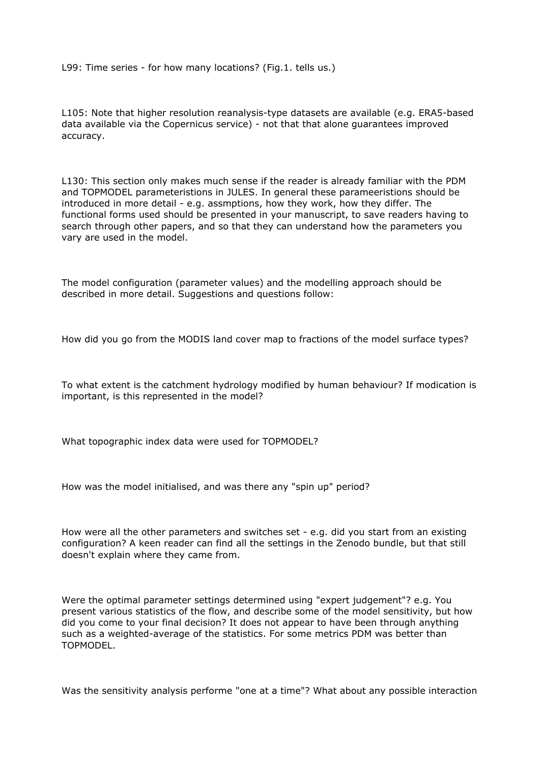L99: Time series - for how many locations? (Fig.1. tells us.)

L105: Note that higher resolution reanalysis-type datasets are available (e.g. ERA5-based data available via the Copernicus service) - not that that alone guarantees improved accuracy.

L130: This section only makes much sense if the reader is already familiar with the PDM and TOPMODEL parameteristions in JULES. In general these parameeristions should be introduced in more detail - e.g. assmptions, how they work, how they differ. The functional forms used should be presented in your manuscript, to save readers having to search through other papers, and so that they can understand how the parameters you vary are used in the model.

The model configuration (parameter values) and the modelling approach should be described in more detail. Suggestions and questions follow:

How did you go from the MODIS land cover map to fractions of the model surface types?

To what extent is the catchment hydrology modified by human behaviour? If modication is important, is this represented in the model?

What topographic index data were used for TOPMODEL?

How was the model initialised, and was there any "spin up" period?

How were all the other parameters and switches set - e.g. did you start from an existing configuration? A keen reader can find all the settings in the Zenodo bundle, but that still doesn't explain where they came from.

Were the optimal parameter settings determined using "expert judgement"? e.g. You present various statistics of the flow, and describe some of the model sensitivity, but how did you come to your final decision? It does not appear to have been through anything such as a weighted-average of the statistics. For some metrics PDM was better than TOPMODEL.

Was the sensitivity analysis performe "one at a time"? What about any possible interaction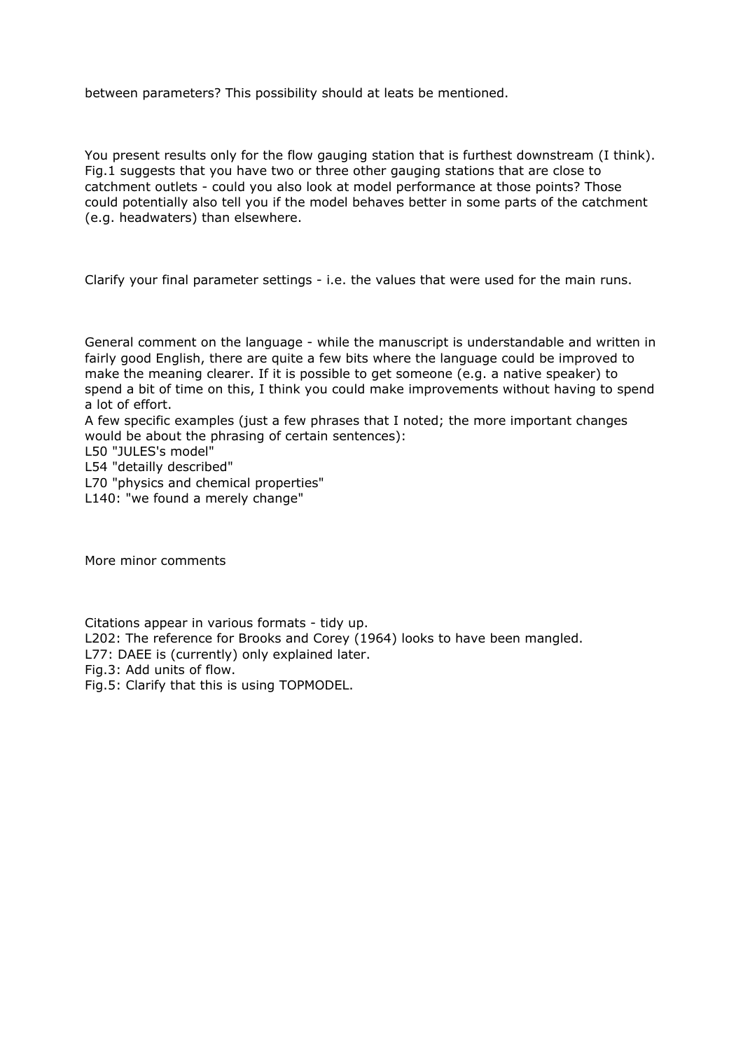between parameters? This possibility should at leats be mentioned.

You present results only for the flow gauging station that is furthest downstream (I think). Fig.1 suggests that you have two or three other gauging stations that are close to catchment outlets - could you also look at model performance at those points? Those could potentially also tell you if the model behaves better in some parts of the catchment (e.g. headwaters) than elsewhere.

Clarify your final parameter settings - i.e. the values that were used for the main runs.

General comment on the language - while the manuscript is understandable and written in fairly good English, there are quite a few bits where the language could be improved to make the meaning clearer. If it is possible to get someone (e.g. a native speaker) to spend a bit of time on this, I think you could make improvements without having to spend a lot of effort.
A few specific examples (just a few phrases that I noted; the more important changes would be about the phrasing of certain sentences):
L50 "JULES's model"
L54 "detailly described"
L70 "physics and chemical properties"
L140: "we found a merely change"

More minor comments

Citations appear in various formats - tidy up.
L202: The reference for Brooks and Corey (1964) looks to have been mangled.
L77: DAEE is (currently) only explained later.
Fig.3: Add units of flow.
Fig.5: Clarify that this is using TOPMODEL.